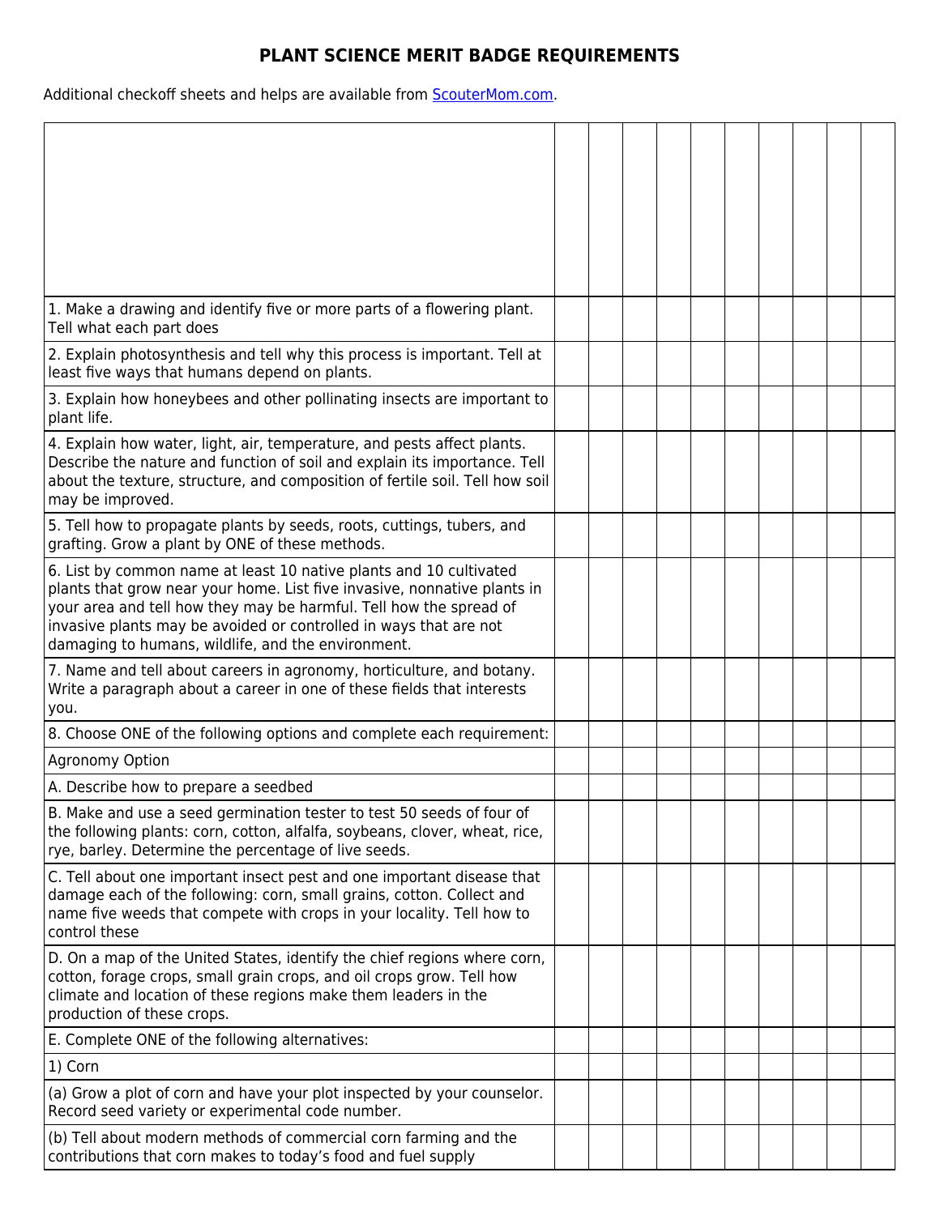# PLANT SCIENCE MERIT BADGE REQUIREMENTS

Additional checkoff sheets and helps are available from [ScouterMom.com](ScouterMom.com).

| | | | | | | | | | | |
|---|---|---|---|---|---|---|---|---|---|---|
| 1. Make a drawing and identify five or more parts of a flowering plant. Tell what each part does | | | | | | | | | | |
| 2. Explain photosynthesis and tell why this process is important. Tell at least five ways that humans depend on plants. | | | | | | | | | | |
| 3. Explain how honeybees and other pollinating insects are important to plant life. | | | | | | | | | | |
| 4. Explain how water, light, air, temperature, and pests affect plants. Describe the nature and function of soil and explain its importance. Tell about the texture, structure, and composition of fertile soil. Tell how soil may be improved. | | | | | | | | | | |
| 5. Tell how to propagate plants by seeds, roots, cuttings, tubers, and grafting. Grow a plant by ONE of these methods. | | | | | | | | | | |
| 6. List by common name at least 10 native plants and 10 cultivated plants that grow near your home. List five invasive, nonnative plants in your area and tell how they may be harmful. Tell how the spread of invasive plants may be avoided or controlled in ways that are not damaging to humans, wildlife, and the environment. | | | | | | | | | | |
| 7. Name and tell about careers in agronomy, horticulture, and botany. Write a paragraph about a career in one of these fields that interests you. | | | | | | | | | | |
| 8. Choose ONE of the following options and complete each requirement: | | | | | | | | | | |
| Agronomy Option | | | | | | | | | | |
| A. Describe how to prepare a seedbed | | | | | | | | | | |
| B. Make and use a seed germination tester to test 50 seeds of four of the following plants: corn, cotton, alfalfa, soybeans, clover, wheat, rice, rye, barley. Determine the percentage of live seeds. | | | | | | | | | | |
| C. Tell about one important insect pest and one important disease that damage each of the following: corn, small grains, cotton. Collect and name five weeds that compete with crops in your locality. Tell how to control these | | | | | | | | | | |
| D. On a map of the United States, identify the chief regions where corn, cotton, forage crops, small grain crops, and oil crops grow. Tell how climate and location of these regions make them leaders in the production of these crops. | | | | | | | | | | |
| E. Complete ONE of the following alternatives: | | | | | | | | | | |
| 1) Corn | | | | | | | | | | |
| (a) Grow a plot of corn and have your plot inspected by your counselor. Record seed variety or experimental code number. | | | | | | | | | | |
| (b) Tell about modern methods of commercial corn farming and the contributions that corn makes to today's food and fuel supply | | | | | | | | | | |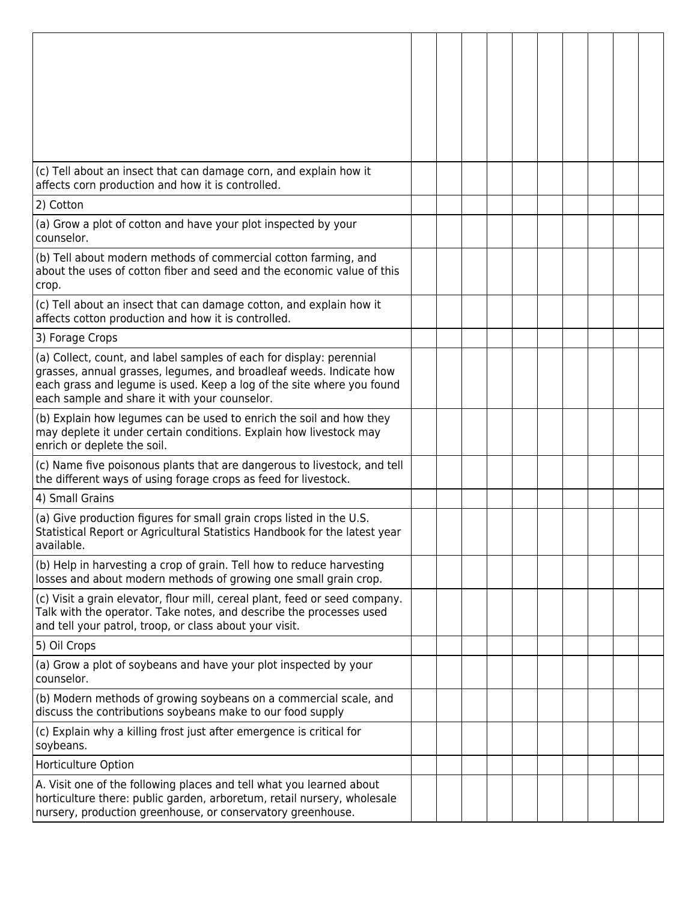| | | | | | | | | | | |
|---|---|---|---|---|---|---|---|---|---|---|
| | | | | | | | | | | |
| (c) Tell about an insect that can damage corn, and explain how it affects corn production and how it is controlled. | | | | | | | | | | |
| 2) Cotton | | | | | | | | | | |
| (a) Grow a plot of cotton and have your plot inspected by your counselor. | | | | | | | | | | |
| (b) Tell about modern methods of commercial cotton farming, and about the uses of cotton fiber and seed and the economic value of this crop. | | | | | | | | | | |
| (c) Tell about an insect that can damage cotton, and explain how it affects cotton production and how it is controlled. | | | | | | | | | | |
| 3) Forage Crops | | | | | | | | | | |
| (a) Collect, count, and label samples of each for display: perennial grasses, annual grasses, legumes, and broadleaf weeds. Indicate how each grass and legume is used. Keep a log of the site where you found each sample and share it with your counselor. | | | | | | | | | | |
| (b) Explain how legumes can be used to enrich the soil and how they may deplete it under certain conditions. Explain how livestock may enrich or deplete the soil. | | | | | | | | | | |
| (c) Name five poisonous plants that are dangerous to livestock, and tell the different ways of using forage crops as feed for livestock. | | | | | | | | | | |
| 4) Small Grains | | | | | | | | | | |
| (a) Give production figures for small grain crops listed in the U.S. Statistical Report or Agricultural Statistics Handbook for the latest year available. | | | | | | | | | | |
| (b) Help in harvesting a crop of grain. Tell how to reduce harvesting losses and about modern methods of growing one small grain crop. | | | | | | | | | | |
| (c) Visit a grain elevator, flour mill, cereal plant, feed or seed company. Talk with the operator. Take notes, and describe the processes used and tell your patrol, troop, or class about your visit. | | | | | | | | | | |
| 5) Oil Crops | | | | | | | | | | |
| (a) Grow a plot of soybeans and have your plot inspected by your counselor. | | | | | | | | | | |
| (b) Modern methods of growing soybeans on a commercial scale, and discuss the contributions soybeans make to our food supply | | | | | | | | | | |
| (c) Explain why a killing frost just after emergence is critical for soybeans. | | | | | | | | | | |
| Horticulture Option | | | | | | | | | | |
| A. Visit one of the following places and tell what you learned about horticulture there: public garden, arboretum, retail nursery, wholesale nursery, production greenhouse, or conservatory greenhouse. | | | | | | | | | | |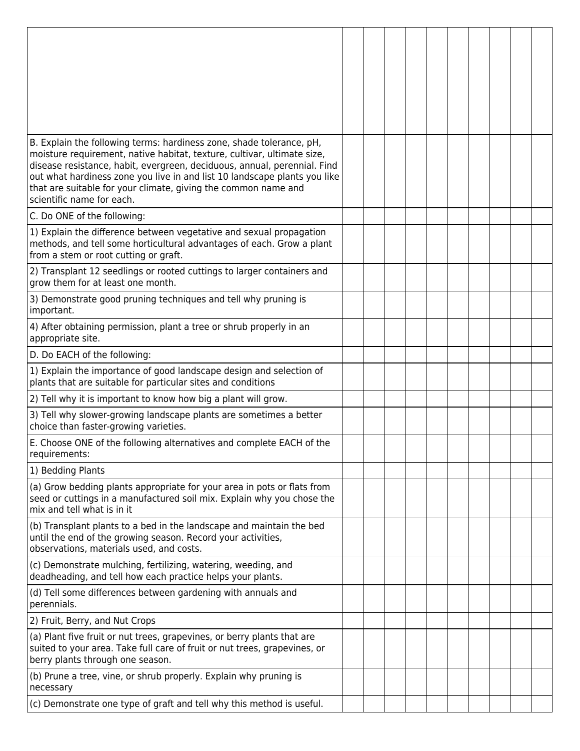|  |  |  |  |  |  |  |  |  |  |  |
|---|---|---|---|---|---|---|---|---|---|---|
|  |  |  |  |  |  |  |  |  |  |  |
| B. Explain the following terms: hardiness zone, shade tolerance, pH, moisture requirement, native habitat, texture, cultivar, ultimate size, disease resistance, habit, evergreen, deciduous, annual, perennial. Find out what hardiness zone you live in and list 10 landscape plants you like that are suitable for your climate, giving the common name and scientific name for each. |  |  |  |  |  |  |  |  |  |  |
| C. Do ONE of the following: |  |  |  |  |  |  |  |  |  |  |
| 1) Explain the difference between vegetative and sexual propagation methods, and tell some horticultural advantages of each. Grow a plant from a stem or root cutting or graft. |  |  |  |  |  |  |  |  |  |  |
| 2) Transplant 12 seedlings or rooted cuttings to larger containers and grow them for at least one month. |  |  |  |  |  |  |  |  |  |  |
| 3) Demonstrate good pruning techniques and tell why pruning is important. |  |  |  |  |  |  |  |  |  |  |
| 4) After obtaining permission, plant a tree or shrub properly in an appropriate site. |  |  |  |  |  |  |  |  |  |  |
| D. Do EACH of the following: |  |  |  |  |  |  |  |  |  |  |
| 1) Explain the importance of good landscape design and selection of plants that are suitable for particular sites and conditions |  |  |  |  |  |  |  |  |  |  |
| 2) Tell why it is important to know how big a plant will grow. |  |  |  |  |  |  |  |  |  |  |
| 3) Tell why slower-growing landscape plants are sometimes a better choice than faster-growing varieties. |  |  |  |  |  |  |  |  |  |  |
| E. Choose ONE of the following alternatives and complete EACH of the requirements: |  |  |  |  |  |  |  |  |  |  |
| 1) Bedding Plants |  |  |  |  |  |  |  |  |  |  |
| (a) Grow bedding plants appropriate for your area in pots or flats from seed or cuttings in a manufactured soil mix. Explain why you chose the mix and tell what is in it |  |  |  |  |  |  |  |  |  |  |
| (b) Transplant plants to a bed in the landscape and maintain the bed until the end of the growing season. Record your activities, observations, materials used, and costs. |  |  |  |  |  |  |  |  |  |  |
| (c) Demonstrate mulching, fertilizing, watering, weeding, and deadheading, and tell how each practice helps your plants. |  |  |  |  |  |  |  |  |  |  |
| (d) Tell some differences between gardening with annuals and perennials. |  |  |  |  |  |  |  |  |  |  |
| 2) Fruit, Berry, and Nut Crops |  |  |  |  |  |  |  |  |  |  |
| (a) Plant five fruit or nut trees, grapevines, or berry plants that are suited to your area. Take full care of fruit or nut trees, grapevines, or berry plants through one season. |  |  |  |  |  |  |  |  |  |  |
| (b) Prune a tree, vine, or shrub properly. Explain why pruning is necessary |  |  |  |  |  |  |  |  |  |  |
| (c) Demonstrate one type of graft and tell why this method is useful. |  |  |  |  |  |  |  |  |  |  |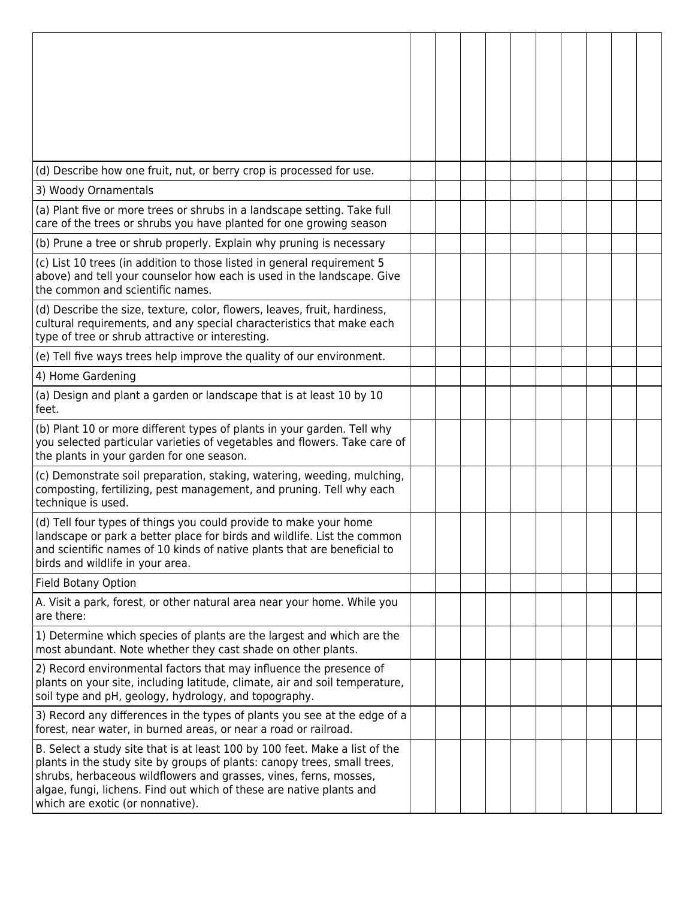| | | | | | | | | | | |
|---|---|---|---|---|---|---|---|---|---|---|
| | | | | | | | | | | |
| (d) Describe how one fruit, nut, or berry crop is processed for use. | | | | | | | | | | |
| 3) Woody Ornamentals | | | | | | | | | | |
| (a) Plant five or more trees or shrubs in a landscape setting. Take full care of the trees or shrubs you have planted for one growing season | | | | | | | | | | |
| (b) Prune a tree or shrub properly. Explain why pruning is necessary | | | | | | | | | | |
| (c) List 10 trees (in addition to those listed in general requirement 5 above) and tell your counselor how each is used in the landscape. Give the common and scientific names. | | | | | | | | | | |
| (d) Describe the size, texture, color, flowers, leaves, fruit, hardiness, cultural requirements, and any special characteristics that make each type of tree or shrub attractive or interesting. | | | | | | | | | | |
| (e) Tell five ways trees help improve the quality of our environment. | | | | | | | | | | |
| 4) Home Gardening | | | | | | | | | | |
| (a) Design and plant a garden or landscape that is at least 10 by 10 feet. | | | | | | | | | | |
| (b) Plant 10 or more different types of plants in your garden. Tell why you selected particular varieties of vegetables and flowers. Take care of the plants in your garden for one season. | | | | | | | | | | |
| (c) Demonstrate soil preparation, staking, watering, weeding, mulching, composting, fertilizing, pest management, and pruning. Tell why each technique is used. | | | | | | | | | | |
| (d) Tell four types of things you could provide to make your home landscape or park a better place for birds and wildlife. List the common and scientific names of 10 kinds of native plants that are beneficial to birds and wildlife in your area. | | | | | | | | | | |
| Field Botany Option | | | | | | | | | | |
| A. Visit a park, forest, or other natural area near your home. While you are there: | | | | | | | | | | |
| 1) Determine which species of plants are the largest and which are the most abundant. Note whether they cast shade on other plants. | | | | | | | | | | |
| 2) Record environmental factors that may influence the presence of plants on your site, including latitude, climate, air and soil temperature, soil type and pH, geology, hydrology, and topography. | | | | | | | | | | |
| 3) Record any differences in the types of plants you see at the edge of a forest, near water, in burned areas, or near a road or railroad. | | | | | | | | | | |
| B. Select a study site that is at least 100 by 100 feet. Make a list of the plants in the study site by groups of plants: canopy trees, small trees, shrubs, herbaceous wildflowers and grasses, vines, ferns, mosses, algae, fungi, lichens. Find out which of these are native plants and which are exotic (or nonnative). | | | | | | | | | | |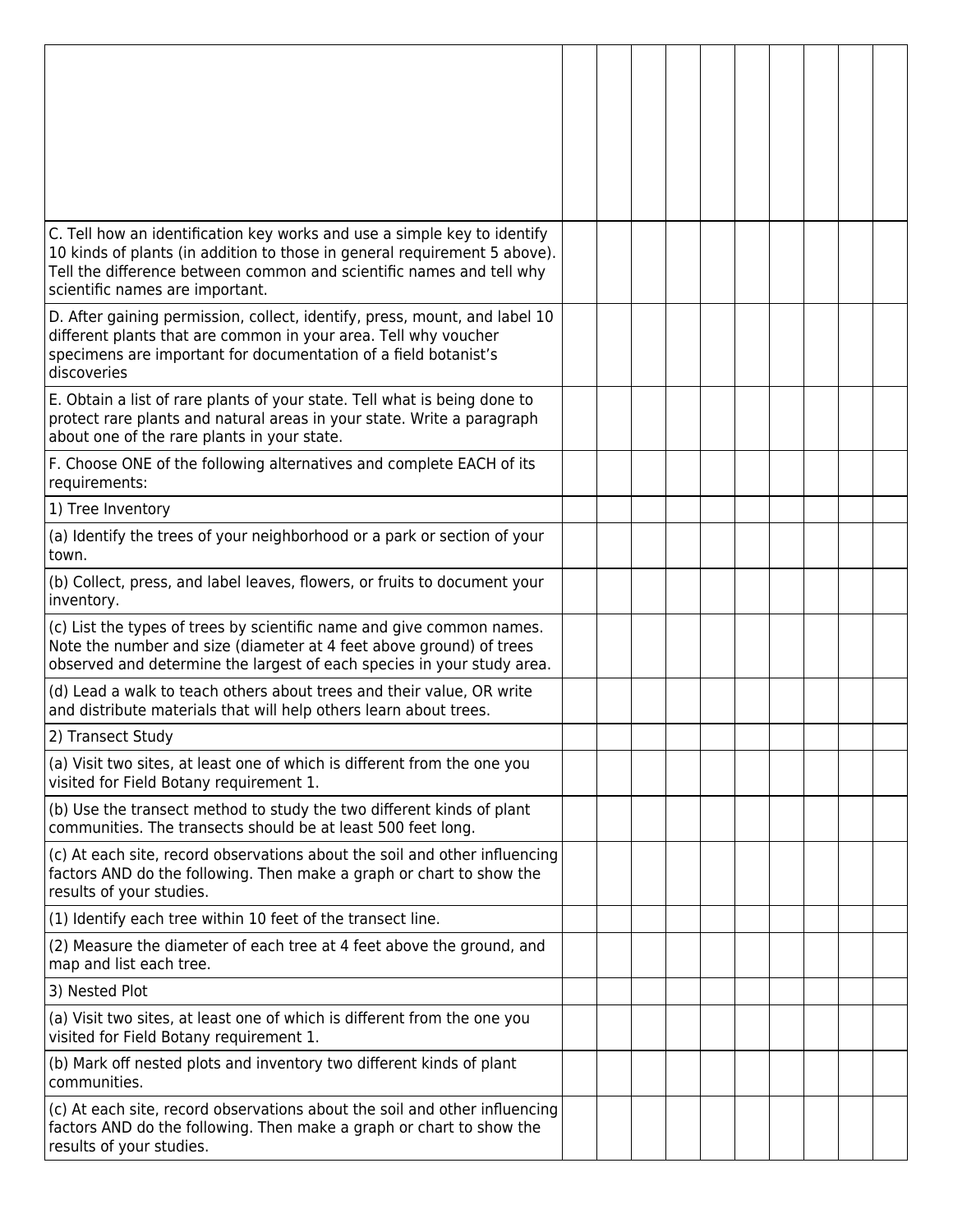| | | | | | | | | | | |
|---|---|---|---|---|---|---|---|---|---|---|
| | | | | | | | | | | |
| C. Tell how an identification key works and use a simple key to identify 10 kinds of plants (in addition to those in general requirement 5 above). Tell the difference between common and scientific names and tell why scientific names are important. | | | | | | | | | | |
| D. After gaining permission, collect, identify, press, mount, and label 10 different plants that are common in your area. Tell why voucher specimens are important for documentation of a field botanist's discoveries | | | | | | | | | | |
| E. Obtain a list of rare plants of your state. Tell what is being done to protect rare plants and natural areas in your state. Write a paragraph about one of the rare plants in your state. | | | | | | | | | | |
| F. Choose ONE of the following alternatives and complete EACH of its requirements: | | | | | | | | | | |
| 1) Tree Inventory | | | | | | | | | | |
| (a) Identify the trees of your neighborhood or a park or section of your town. | | | | | | | | | | |
| (b) Collect, press, and label leaves, flowers, or fruits to document your inventory. | | | | | | | | | | |
| (c) List the types of trees by scientific name and give common names. Note the number and size (diameter at 4 feet above ground) of trees observed and determine the largest of each species in your study area. | | | | | | | | | | |
| (d) Lead a walk to teach others about trees and their value, OR write and distribute materials that will help others learn about trees. | | | | | | | | | | |
| 2) Transect Study | | | | | | | | | | |
| (a) Visit two sites, at least one of which is different from the one you visited for Field Botany requirement 1. | | | | | | | | | | |
| (b) Use the transect method to study the two different kinds of plant communities. The transects should be at least 500 feet long. | | | | | | | | | | |
| (c) At each site, record observations about the soil and other influencing factors AND do the following. Then make a graph or chart to show the results of your studies. | | | | | | | | | | |
| (1) Identify each tree within 10 feet of the transect line. | | | | | | | | | | |
| (2) Measure the diameter of each tree at 4 feet above the ground, and map and list each tree. | | | | | | | | | | |
| 3) Nested Plot | | | | | | | | | | |
| (a) Visit two sites, at least one of which is different from the one you visited for Field Botany requirement 1. | | | | | | | | | | |
| (b) Mark off nested plots and inventory two different kinds of plant communities. | | | | | | | | | | |
| (c) At each site, record observations about the soil and other influencing factors AND do the following. Then make a graph or chart to show the results of your studies. | | | | | | | | | | |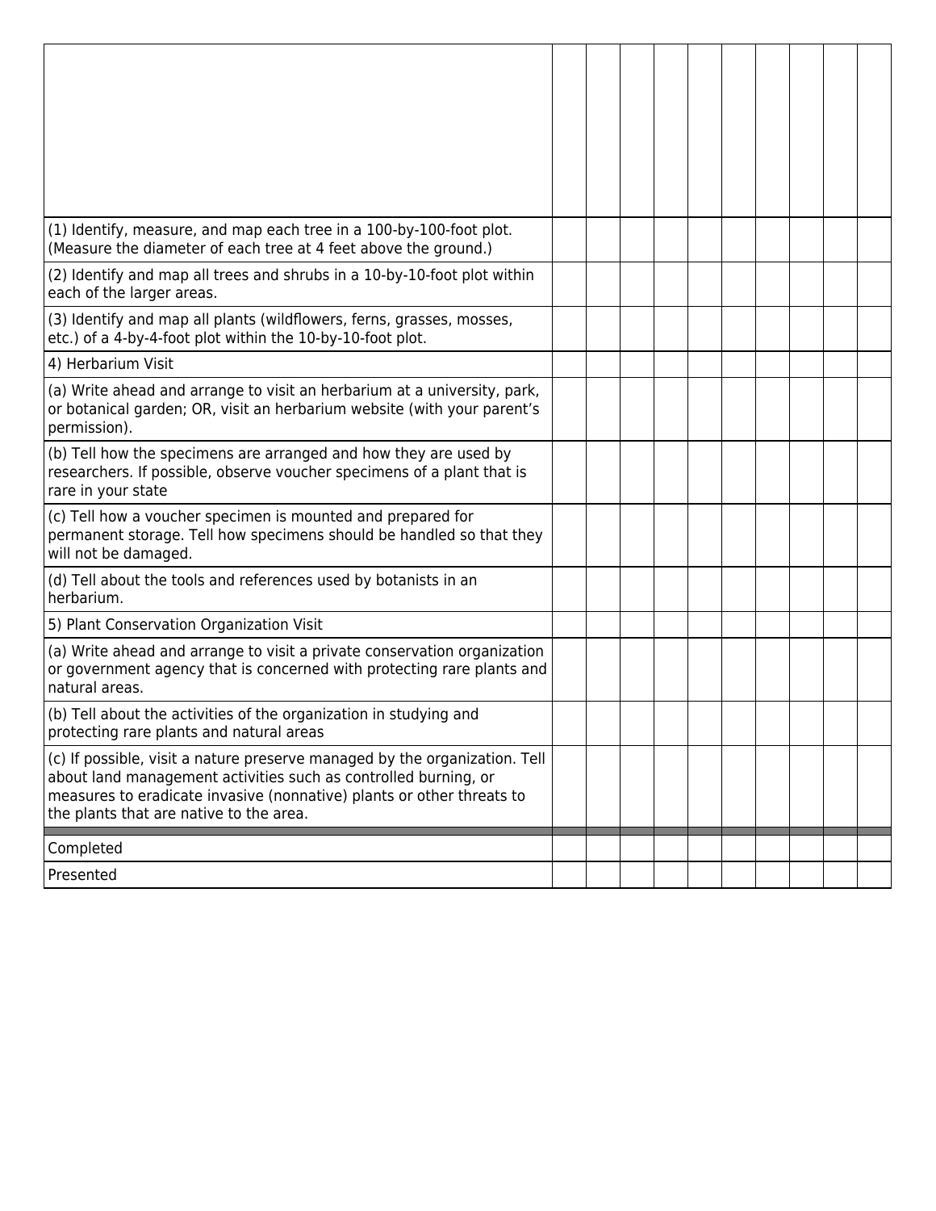| | | | | | | | | | | |
|---|---|---|---|---|---|---|---|---|---|---|
| (1) Identify, measure, and map each tree in a 100-by-100-foot plot. (Measure the diameter of each tree at 4 feet above the ground.) | | | | | | | | | | |
| (2) Identify and map all trees and shrubs in a 10-by-10-foot plot within each of the larger areas. | | | | | | | | | | |
| (3) Identify and map all plants (wildflowers, ferns, grasses, mosses, etc.) of a 4-by-4-foot plot within the 10-by-10-foot plot. | | | | | | | | | | |
| 4) Herbarium Visit | | | | | | | | | | |
| (a) Write ahead and arrange to visit an herbarium at a university, park, or botanical garden; OR, visit an herbarium website (with your parent's permission). | | | | | | | | | | |
| (b) Tell how the specimens are arranged and how they are used by researchers. If possible, observe voucher specimens of a plant that is rare in your state | | | | | | | | | | |
| (c) Tell how a voucher specimen is mounted and prepared for permanent storage. Tell how specimens should be handled so that they will not be damaged. | | | | | | | | | | |
| (d) Tell about the tools and references used by botanists in an herbarium. | | | | | | | | | | |
| 5) Plant Conservation Organization Visit | | | | | | | | | | |
| (a) Write ahead and arrange to visit a private conservation organization or government agency that is concerned with protecting rare plants and natural areas. | | | | | | | | | | |
| (b) Tell about the activities of the organization in studying and protecting rare plants and natural areas | | | | | | | | | | |
| (c) If possible, visit a nature preserve managed by the organization. Tell about land management activities such as controlled burning, or measures to eradicate invasive (nonnative) plants or other threats to the plants that are native to the area. | | | | | | | | | | |
| Completed | | | | | | | | | | |
| Presented | | | | | | | | | | |